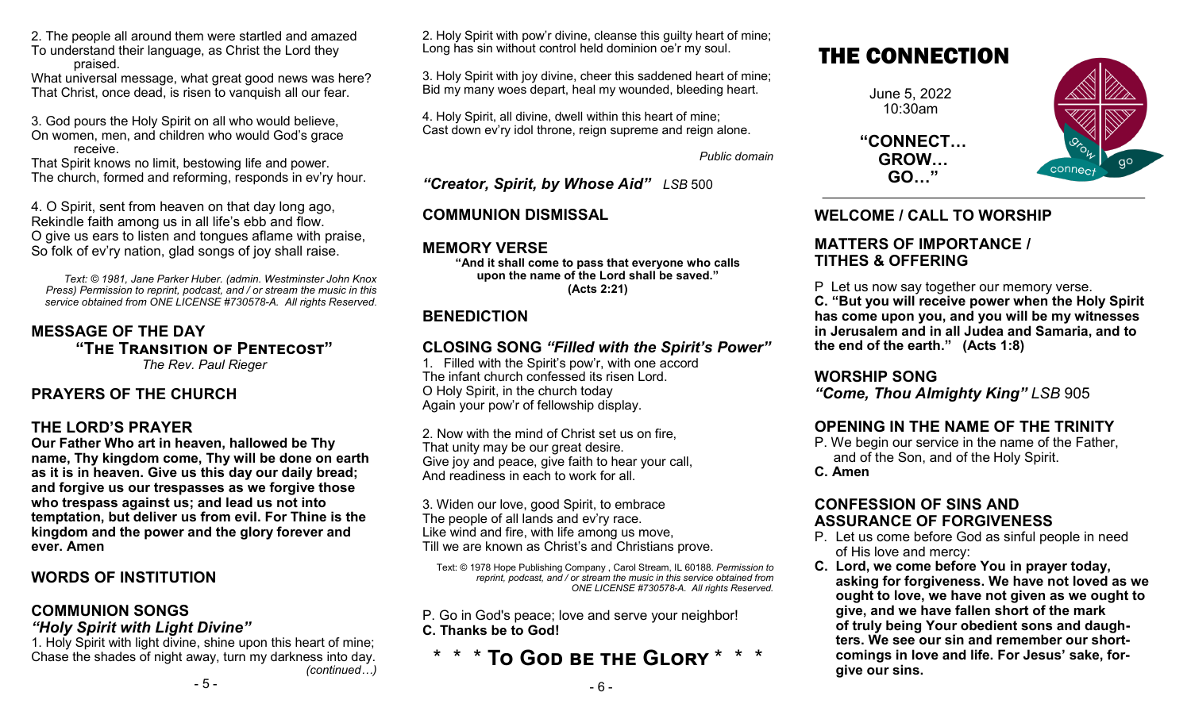2. The people all around them were startled and amazed
To understand their language, as Christ the Lord they praised.
What universal message, what great good news was here?
That Christ, once dead, is risen to vanquish all our fear.

3. God pours the Holy Spirit on all who would believe,
On women, men, and children who would God's grace receive.
That Spirit knows no limit, bestowing life and power.
The church, formed and reforming, responds in ev'ry hour.

4. O Spirit, sent from heaven on that day long ago,
Rekindle faith among us in all life's ebb and flow.
O give us ears to listen and tongues aflame with praise,
So folk of ev'ry nation, glad songs of joy shall raise.

*Text: © 1981, Jane Parker Huber. (admin. Westminster John Knox Press) Permission to reprint, podcast, and / or stream the music in this service obtained from ONE LICENSE #730578-A. All rights Reserved.*

## MESSAGE OF THE DAY

**"The Transition of Pentecost"**

*The Rev. Paul Rieger*

## PRAYERS OF THE CHURCH

## THE LORD'S PRAYER

**Our Father Who art in heaven, hallowed be Thy name, Thy kingdom come, Thy will be done on earth as it is in heaven. Give us this day our daily bread; and forgive us our trespasses as we forgive those who trespass against us; and lead us not into temptation, but deliver us from evil. For Thine is the kingdom and the power and the glory forever and ever. Amen**

## WORDS OF INSTITUTION

## COMMUNION SONGS

***"Holy Spirit with Light Divine"***

1. Holy Spirit with light divine, shine upon this heart of mine;
Chase the shades of night away, turn my darkness into day.
*(continued…)*

2. Holy Spirit with pow'r divine, cleanse this guilty heart of mine;
Long has sin without control held dominion oe'r my soul.

3. Holy Spirit with joy divine, cheer this saddened heart of mine;
Bid my many woes depart, heal my wounded, bleeding heart.

4. Holy Spirit, all divine, dwell within this heart of mine;
Cast down ev'ry idol throne, reign supreme and reign alone.

*Public domain*

***"Creator, Spirit, by Whose Aid"*** *LSB* 500

## COMMUNION DISMISSAL

## MEMORY VERSE

**"And it shall come to pass that everyone who calls upon the name of the Lord shall be saved." (Acts 2:21)**

## BENEDICTION

## CLOSING SONG *"Filled with the Spirit's Power"*

1. Filled with the Spirit's pow'r, with one accord
The infant church confessed its risen Lord.
O Holy Spirit, in the church today
Again your pow'r of fellowship display.

2. Now with the mind of Christ set us on fire,
That unity may be our great desire.
Give joy and peace, give faith to hear your call,
And readiness in each to work for all.

3. Widen our love, good Spirit, to embrace
The people of all lands and ev'ry race.
Like wind and fire, with life among us move,
Till we are known as Christ's and Christians prove.

*Text: © 1978 Hope Publishing Company , Carol Stream, IL 60188. Permission to reprint, podcast, and / or stream the music in this service obtained from ONE LICENSE #730578-A. All rights Reserved.*

P. Go in God's peace; love and serve your neighbor!
**C. Thanks be to God!**

**\* \* \* To God be the Glory \* \* \***

# THE CONNECTION

June 5, 2022
10:30am

**"CONNECT… GROW… GO…"**

## WELCOME / CALL TO WORSHIP

## MATTERS OF IMPORTANCE / TITHES & OFFERING

P Let us now say together our memory verse.
**C. "But you will receive power when the Holy Spirit has come upon you, and you will be my witnesses in Jerusalem and in all Judea and Samaria, and to the end of the earth." (Acts 1:8)**

## WORSHIP SONG

***"Come, Thou Almighty King"*** *LSB* 905

## OPENING IN THE NAME OF THE TRINITY

P. We begin our service in the name of the Father, and of the Son, and of the Holy Spirit.
**C. Amen**

## CONFESSION OF SINS AND ASSURANCE OF FORGIVENESS

P. Let us come before God as sinful people in need of His love and mercy:
**C. Lord, we come before You in prayer today, asking for forgiveness. We have not loved as we ought to love, we have not given as we ought to give, and we have fallen short of the mark of truly being Your obedient sons and daughters. We see our sin and remember our shortcomings in love and life. For Jesus' sake, forgive our sins.**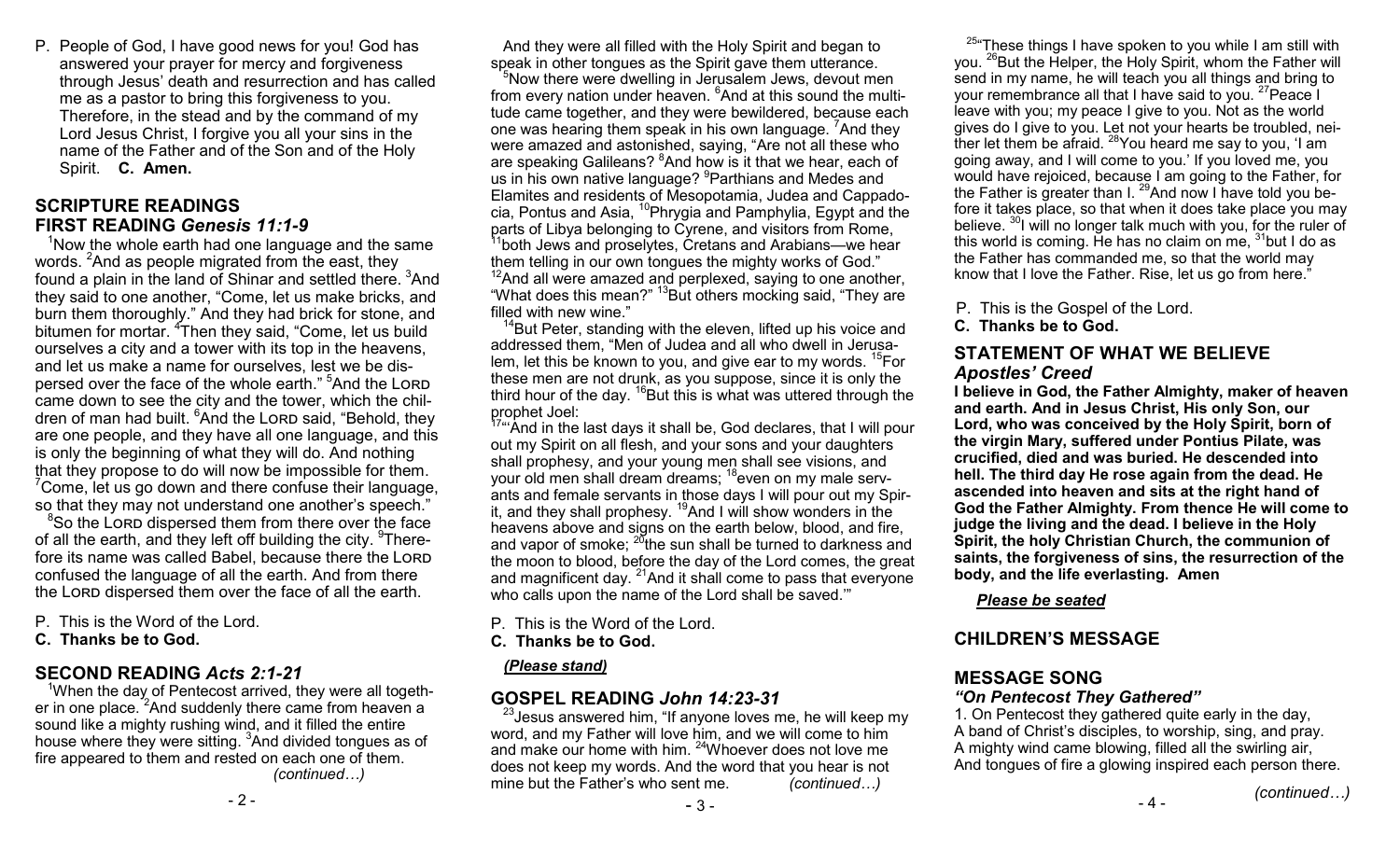P. People of God, I have good news for you! God has answered your prayer for mercy and forgiveness through Jesus' death and resurrection and has called me as a pastor to bring this forgiveness to you. Therefore, in the stead and by the command of my Lord Jesus Christ, I forgive you all your sins in the name of the Father and of the Son and of the Holy Spirit. **C. Amen.**

## SCRIPTURE READINGS

## FIRST READING *Genesis 11:1-9*

[1]Now the whole earth had one language and the same words. [2]And as people migrated from the east, they found a plain in the land of Shinar and settled there. [3]And they said to one another, "Come, let us make bricks, and burn them thoroughly." And they had brick for stone, and bitumen for mortar. [4]Then they said, "Come, let us build ourselves a city and a tower with its top in the heavens, and let us make a name for ourselves, lest we be dispersed over the face of the whole earth." [5]And the LORD came down to see the city and the tower, which the children of man had built. [6]And the LORD said, "Behold, they are one people, and they have all one language, and this is only the beginning of what they will do. And nothing that they propose to do will now be impossible for them. [7]Come, let us go down and there confuse their language, so that they may not understand one another's speech."

[8]So the LORD dispersed them from there over the face of all the earth, and they left off building the city. [9]Therefore its name was called Babel, because there the LORD confused the language of all the earth. And from there the LORD dispersed them over the face of all the earth.

P. This is the Word of the Lord.
**C. Thanks be to God.**

## SECOND READING *Acts 2:1-21*

[1]When the day of Pentecost arrived, they were all together in one place. [2]And suddenly there came from heaven a sound like a mighty rushing wind, and it filled the entire house where they were sitting. [3]And divided tongues as of fire appeared to them and rested on each one of them.
*(continued…)*

And they were all filled with the Holy Spirit and began to speak in other tongues as the Spirit gave them utterance.

[5]Now there were dwelling in Jerusalem Jews, devout men from every nation under heaven. [6]And at this sound the multitude came together, and they were bewildered, because each one was hearing them speak in his own language. [7]And they were amazed and astonished, saying, "Are not all these who are speaking Galileans? [8]And how is it that we hear, each of us in his own native language? [9]Parthians and Medes and Elamites and residents of Mesopotamia, Judea and Cappadocia, Pontus and Asia, [10]Phrygia and Pamphylia, Egypt and the parts of Libya belonging to Cyrene, and visitors from Rome, [11]both Jews and proselytes, Cretans and Arabians—we hear them telling in our own tongues the mighty works of God." [12]And all were amazed and perplexed, saying to one another, "What does this mean?" [13]But others mocking said, "They are filled with new wine."

[14]But Peter, standing with the eleven, lifted up his voice and addressed them, "Men of Judea and all who dwell in Jerusalem, let this be known to you, and give ear to my words. [15]For these men are not drunk, as you suppose, since it is only the third hour of the day. [16]But this is what was uttered through the prophet Joel:

[17]"'And in the last days it shall be, God declares, that I will pour out my Spirit on all flesh, and your sons and your daughters shall prophesy, and your young men shall see visions, and your old men shall dream dreams; [18]even on my male servants and female servants in those days I will pour out my Spirit, and they shall prophesy. [19]And I will show wonders in the heavens above and signs on the earth below, blood, and fire, and vapor of smoke; [20]the sun shall be turned to darkness and the moon to blood, before the day of the Lord comes, the great and magnificent day. [21]And it shall come to pass that everyone who calls upon the name of the Lord shall be saved.'"

P. This is the Word of the Lord.
**C. Thanks be to God.**

***(Please stand)***

## GOSPEL READING *John 14:23-31*

[23]Jesus answered him, "If anyone loves me, he will keep my word, and my Father will love him, and we will come to him and make our home with him. [24]Whoever does not love me does not keep my words. And the word that you hear is not mine but the Father's who sent me. *(continued…)*

[25]"These things I have spoken to you while I am still with you. [26]But the Helper, the Holy Spirit, whom the Father will send in my name, he will teach you all things and bring to your remembrance all that I have said to you. [27]Peace I leave with you; my peace I give to you. Not as the world gives do I give to you. Let not your hearts be troubled, neither let them be afraid. [28]You heard me say to you, 'I am going away, and I will come to you.' If you loved me, you would have rejoiced, because I am going to the Father, for the Father is greater than I. [29]And now I have told you before it takes place, so that when it does take place you may believe. [30]I will no longer talk much with you, for the ruler of this world is coming. He has no claim on me, [31]but I do as the Father has commanded me, so that the world may know that I love the Father. Rise, let us go from here."

P. This is the Gospel of the Lord.
**C. Thanks be to God.**

## STATEMENT OF WHAT WE BELIEVE

### *Apostles' Creed*

**I believe in God, the Father Almighty, maker of heaven and earth. And in Jesus Christ, His only Son, our Lord, who was conceived by the Holy Spirit, born of the virgin Mary, suffered under Pontius Pilate, was crucified, died and was buried. He descended into hell. The third day He rose again from the dead. He ascended into heaven and sits at the right hand of God the Father Almighty. From thence He will come to judge the living and the dead. I believe in the Holy Spirit, the holy Christian Church, the communion of saints, the forgiveness of sins, the resurrection of the body, and the life everlasting. Amen**

***Please be seated***

## CHILDREN'S MESSAGE

## MESSAGE SONG

### *"On Pentecost They Gathered"*

1. On Pentecost they gathered quite early in the day,
A band of Christ's disciples, to worship, sing, and pray.
A mighty wind came blowing, filled all the swirling air,
And tongues of fire a glowing inspired each person there.

*(continued…)*